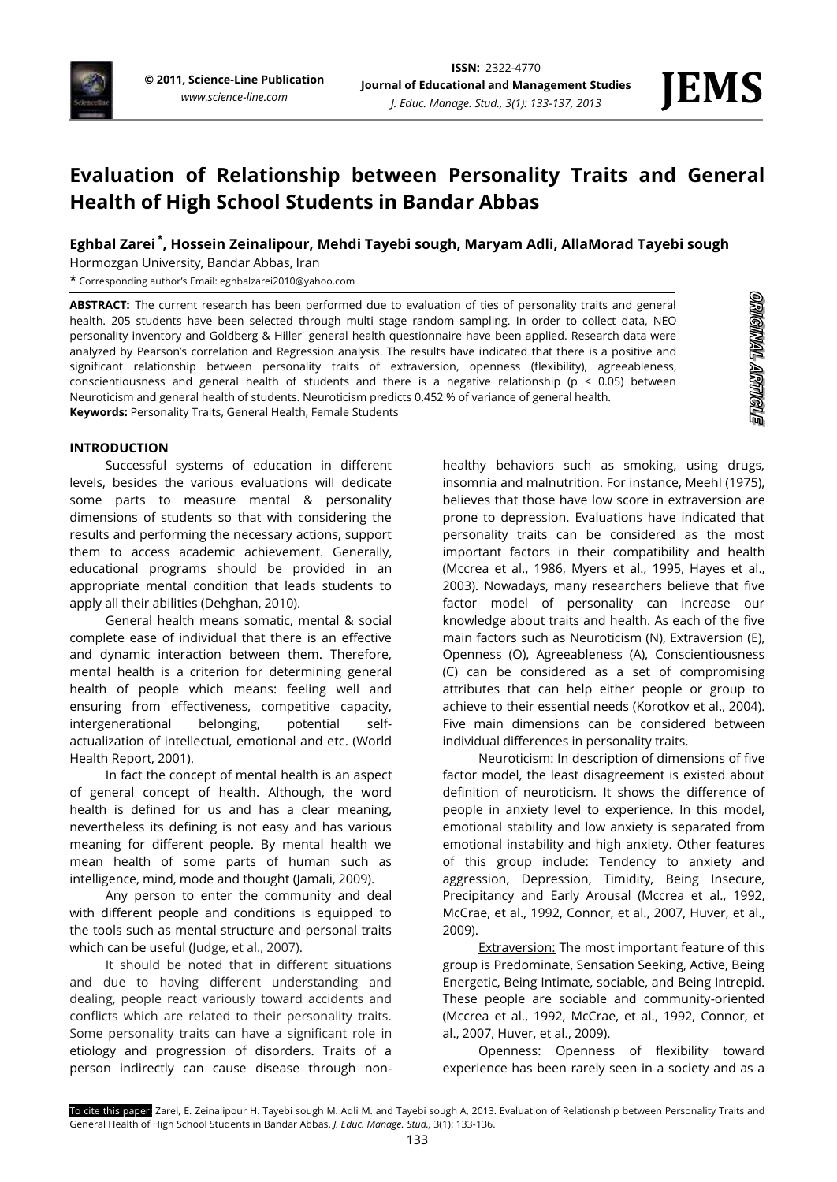# Evaluation of Relationship between Personality Traits and General Health of High School Students in Bandar Abbas

**Eghbal Zarei [*], Hossein Zeinalipour, Mehdi Tayebi sough, Maryam Adli, AllaMorad Tayebi sough**

Hormozgan University, Bandar Abbas, Iran

* Corresponding author's Email: eghbalzarei2010@yahoo.com

**ABSTRACT:** The current research has been performed due to evaluation of ties of personality traits and general health. 205 students have been selected through multi stage random sampling. In order to collect data, NEO personality inventory and Goldberg & Hiller' general health questionnaire have been applied. Research data were analyzed by Pearson's correlation and Regression analysis. The results have indicated that there is a positive and significant relationship between personality traits of extraversion, openness (flexibility), agreeableness, conscientiousness and general health of students and there is a negative relationship ($p < 0.05$) between Neuroticism and general health of students. Neuroticism predicts 0.452 % of variance of general health.

**Keywords:** Personality Traits, General Health, Female Students

ORIGINAL ARTICLE

## INTRODUCTION

Successful systems of education in different levels, besides the various evaluations will dedicate some parts to measure mental & personality dimensions of students so that with considering the results and performing the necessary actions, support them to access academic achievement. Generally, educational programs should be provided in an appropriate mental condition that leads students to apply all their abilities (Dehghan, 2010).

General health means somatic, mental & social complete ease of individual that there is an effective and dynamic interaction between them. Therefore, mental health is a criterion for determining general health of people which means: feeling well and ensuring from effectiveness, competitive capacity, intergenerational belonging, potential self-actualization of intellectual, emotional and etc. (World Health Report, 2001).

In fact the concept of mental health is an aspect of general concept of health. Although, the word health is defined for us and has a clear meaning, nevertheless its defining is not easy and has various meaning for different people. By mental health we mean health of some parts of human such as intelligence, mind, mode and thought (Jamali, 2009).

Any person to enter the community and deal with different people and conditions is equipped to the tools such as mental structure and personal traits which can be useful (Judge, et al., 2007).

It should be noted that in different situations and due to having different understanding and dealing, people react variously toward accidents and conflicts which are related to their personality traits. Some personality traits can have a significant role in etiology and progression of disorders. Traits of a person indirectly can cause disease through non-healthy behaviors such as smoking, using drugs, insomnia and malnutrition. For instance, Meehl (1975), believes that those have low score in extraversion are prone to depression. Evaluations have indicated that personality traits can be considered as the most important factors in their compatibility and health (Mccrea et al., 1986, Myers et al., 1995, Hayes et al., 2003). Nowadays, many researchers believe that five factor model of personality can increase our knowledge about traits and health. As each of the five main factors such as Neuroticism (N), Extraversion (E), Openness (O), Agreeableness (A), Conscientiousness (C) can be considered as a set of compromising attributes that can help either people or group to achieve to their essential needs (Korotkov et al., 2004). Five main dimensions can be considered between individual differences in personality traits.

Neuroticism: In description of dimensions of five factor model, the least disagreement is existed about definition of neuroticism. It shows the difference of people in anxiety level to experience. In this model, emotional stability and low anxiety is separated from emotional instability and high anxiety. Other features of this group include: Tendency to anxiety and aggression, Depression, Timidity, Being Insecure, Precipitancy and Early Arousal (Mccrea et al., 1992, McCrae, et al., 1992, Connor, et al., 2007, Huver, et al., 2009).

Extraversion: The most important feature of this group is Predominate, Sensation Seeking, Active, Being Energetic, Being Intimate, sociable, and Being Intrepid. These people are sociable and community-oriented (Mccrea et al., 1992, McCrae, et al., 1992, Connor, et al., 2007, Huver, et al., 2009).

Openness: Openness of flexibility toward experience has been rarely seen in a society and as a

To cite this paper: Zarei, E. Zeinalipour H. Tayebi sough M. Adli M. and Tayebi sough A, 2013. Evaluation of Relationship between Personality Traits and General Health of High School Students in Bandar Abbas. *J. Educ. Manage. Stud.,* 3(1): 133-136.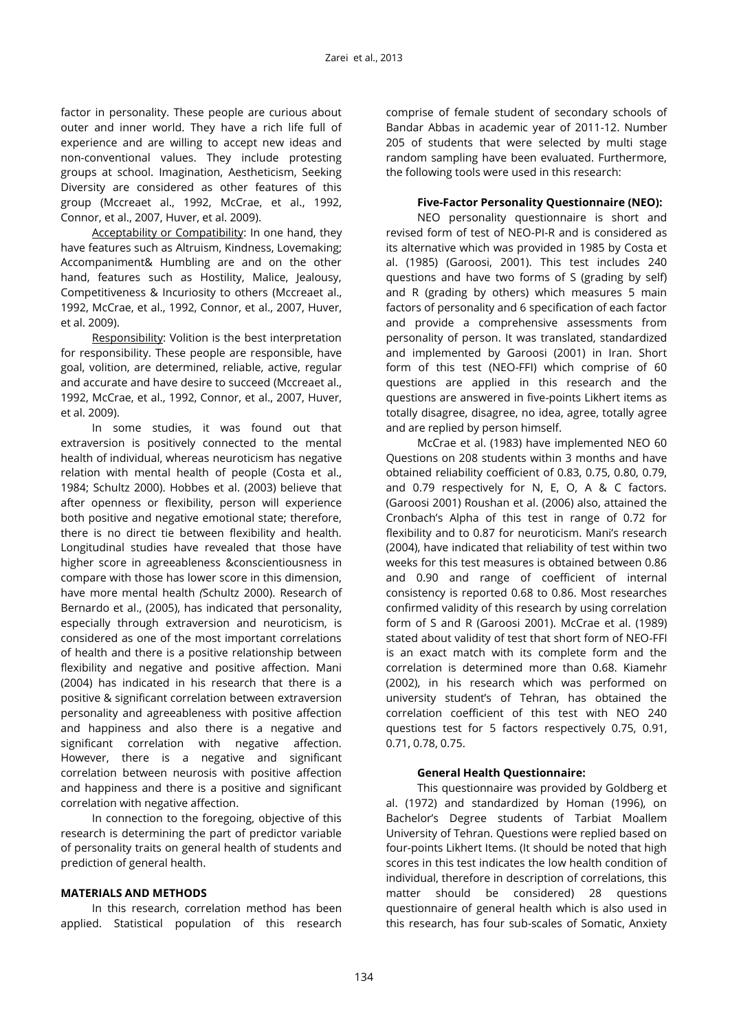factor in personality. These people are curious about outer and inner world. They have a rich life full of experience and are willing to accept new ideas and non-conventional values. They include protesting groups at school. Imagination, Aestheticism, Seeking Diversity are considered as other features of this group (Mccreaet al., 1992, McCrae, et al., 1992, Connor, et al., 2007, Huver, et al. 2009).

Acceptability or Compatibility: In one hand, they have features such as Altruism, Kindness, Lovemaking; Accompaniment& Humbling are and on the other hand, features such as Hostility, Malice, Jealousy, Competitiveness & Incuriosity to others (Mccreaet al., 1992, McCrae, et al., 1992, Connor, et al., 2007, Huver, et al. 2009).

Responsibility: Volition is the best interpretation for responsibility. These people are responsible, have goal, volition, are determined, reliable, active, regular and accurate and have desire to succeed (Mccreaet al., 1992, McCrae, et al., 1992, Connor, et al., 2007, Huver, et al. 2009).

In some studies, it was found out that extraversion is positively connected to the mental health of individual, whereas neuroticism has negative relation with mental health of people (Costa et al., 1984; Schultz 2000). Hobbes et al. (2003) believe that after openness or flexibility, person will experience both positive and negative emotional state; therefore, there is no direct tie between flexibility and health. Longitudinal studies have revealed that those have higher score in agreeableness &conscientiousness in compare with those has lower score in this dimension, have more mental health *(*Schultz 2000). Research of Bernardo et al., (2005), has indicated that personality, especially through extraversion and neuroticism, is considered as one of the most important correlations of health and there is a positive relationship between flexibility and negative and positive affection. Mani (2004) has indicated in his research that there is a positive & significant correlation between extraversion personality and agreeableness with positive affection and happiness and also there is a negative and significant correlation with negative affection. However, there is a negative and significant correlation between neurosis with positive affection and happiness and there is a positive and significant correlation with negative affection.

In connection to the foregoing, objective of this research is determining the part of predictor variable of personality traits on general health of students and prediction of general health.

## MATERIALS AND METHODS

In this research, correlation method has been applied. Statistical population of this research comprise of female student of secondary schools of Bandar Abbas in academic year of 2011-12. Number 205 of students that were selected by multi stage random sampling have been evaluated. Furthermore, the following tools were used in this research:

### Five-Factor Personality Questionnaire (NEO):

NEO personality questionnaire is short and revised form of test of NEO-PI-R and is considered as its alternative which was provided in 1985 by Costa et al. (1985) (Garoosi, 2001). This test includes 240 questions and have two forms of S (grading by self) and R (grading by others) which measures 5 main factors of personality and 6 specification of each factor and provide a comprehensive assessments from personality of person. It was translated, standardized and implemented by Garoosi (2001) in Iran. Short form of this test (NEO-FFI) which comprise of 60 questions are applied in this research and the questions are answered in five-points Likhert items as totally disagree, disagree, no idea, agree, totally agree and are replied by person himself.

McCrae et al. (1983) have implemented NEO 60 Questions on 208 students within 3 months and have obtained reliability coefficient of 0.83, 0.75, 0.80, 0.79, and 0.79 respectively for N, E, O, A & C factors. (Garoosi 2001) Roushan et al. (2006) also, attained the Cronbach's Alpha of this test in range of 0.72 for flexibility and to 0.87 for neuroticism. Mani's research (2004), have indicated that reliability of test within two weeks for this test measures is obtained between 0.86 and 0.90 and range of coefficient of internal consistency is reported 0.68 to 0.86. Most researches confirmed validity of this research by using correlation form of S and R (Garoosi 2001). McCrae et al. (1989) stated about validity of test that short form of NEO-FFI is an exact match with its complete form and the correlation is determined more than 0.68. Kiamehr (2002), in his research which was performed on university student's of Tehran, has obtained the correlation coefficient of this test with NEO 240 questions test for 5 factors respectively 0.75, 0.91, 0.71, 0.78, 0.75.

### General Health Questionnaire:

This questionnaire was provided by Goldberg et al. (1972) and standardized by Homan (1996), on Bachelor's Degree students of Tarbiat Moallem University of Tehran. Questions were replied based on four-points Likhert Items. (It should be noted that high scores in this test indicates the low health condition of individual, therefore in description of correlations, this matter should be considered) 28 questions questionnaire of general health which is also used in this research, has four sub-scales of Somatic, Anxiety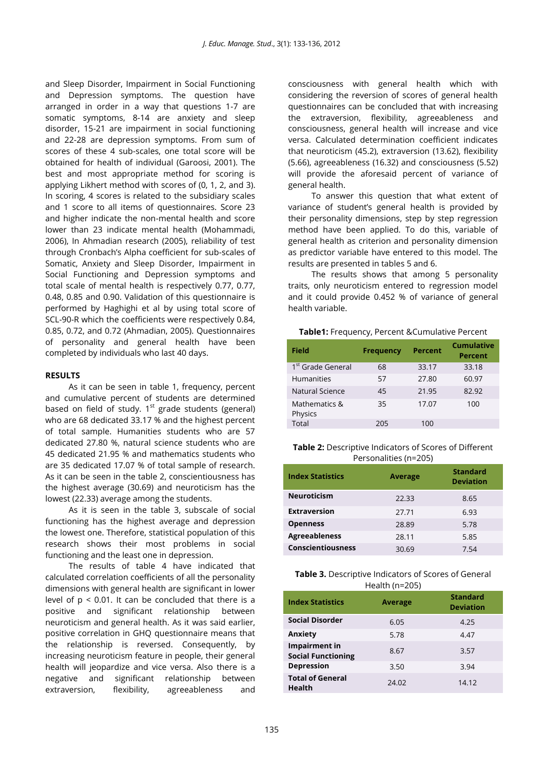and Sleep Disorder, Impairment in Social Functioning and Depression symptoms. The question have arranged in order in a way that questions 1-7 are somatic symptoms, 8-14 are anxiety and sleep disorder, 15-21 are impairment in social functioning and 22-28 are depression symptoms. From sum of scores of these 4 sub-scales, one total score will be obtained for health of individual (Garoosi, 2001). The best and most appropriate method for scoring is applying Likhert method with scores of (0, 1, 2, and 3). In scoring, 4 scores is related to the subsidiary scales and 1 score to all items of questionnaires. Score 23 and higher indicate the non-mental health and score lower than 23 indicate mental health (Mohammadi, 2006), In Ahmadian research (2005), reliability of test through Cronbach's Alpha coefficient for sub-scales of Somatic, Anxiety and Sleep Disorder, Impairment in Social Functioning and Depression symptoms and total scale of mental health is respectively 0.77, 0.77, 0.48, 0.85 and 0.90. Validation of this questionnaire is performed by Haghighi et al by using total score of SCL-90-R which the coefficients were respectively 0.84, 0.85, 0.72, and 0.72 (Ahmadian, 2005). Questionnaires of personality and general health have been completed by individuals who last 40 days.

## RESULTS

As it can be seen in table 1, frequency, percent and cumulative percent of students are determined based on field of study. 1st grade students (general) who are 68 dedicated 33.17 % and the highest percent of total sample. Humanities students who are 57 dedicated 27.80 %, natural science students who are 45 dedicated 21.95 % and mathematics students who are 35 dedicated 17.07 % of total sample of research. As it can be seen in the table 2, conscientiousness has the highest average (30.69) and neuroticism has the lowest (22.33) average among the students.

As it is seen in the table 3, subscale of social functioning has the highest average and depression the lowest one. Therefore, statistical population of this research shows their most problems in social functioning and the least one in depression.

The results of table 4 have indicated that calculated correlation coefficients of all the personality dimensions with general health are significant in lower level of $p < 0.01$. It can be concluded that there is a positive and significant relationship between neuroticism and general health. As it was said earlier, positive correlation in GHQ questionnaire means that the relationship is reversed. Consequently, by increasing neuroticism feature in people, their general health will jeopardize and vice versa. Also there is a negative and significant relationship between extraversion, flexibility, agreeableness and consciousness with general health which with considering the reversion of scores of general health questionnaires can be concluded that with increasing the extraversion, flexibility, agreeableness and consciousness, general health will increase and vice versa. Calculated determination coefficient indicates that neuroticism (45.2), extraversion (13.62), flexibility (5.66), agreeableness (16.32) and consciousness (5.52) will provide the aforesaid percent of variance of general health.

To answer this question that what extent of variance of student's general health is provided by their personality dimensions, step by step regression method have been applied. To do this, variable of general health as criterion and personality dimension as predictor variable have entered to this model. The results are presented in tables 5 and 6.

The results shows that among 5 personality traits, only neuroticism entered to regression model and it could provide 0.452 % of variance of general health variable.

**Table1:** Frequency, Percent &Cumulative Percent

| Field | Frequency | Percent | Cumulative Percent |
|---|---|---|---|
| 1st Grade General | 68 | 33.17 | 33.18 |
| Humanities | 57 | 27.80 | 60.97 |
| Natural Science | 45 | 21.95 | 82.92 |
| Mathematics & Physics | 35 | 17.07 | 100 |
| Total | 205 | 100 | |

**Table 2:** Descriptive Indicators of Scores of Different Personalities (n=205)

| Index Statistics | Average | Standard Deviation |
|---|---|---|
| **Neuroticism** | 22.33 | 8.65 |
| **Extraversion** | 27.71 | 6.93 |
| **Openness** | 28.89 | 5.78 |
| **Agreeableness** | 28.11 | 5.85 |
| **Conscientiousness** | 30.69 | 7.54 |

**Table 3.** Descriptive Indicators of Scores of General Health (n=205)

| Index Statistics | Average | Standard Deviation |
|---|---|---|
| **Social Disorder** | 6.05 | 4.25 |
| **Anxiety** | 5.78 | 4.47 |
| **Impairment in Social Functioning** | 8.67 | 3.57 |
| **Depression** | 3.50 | 3.94 |
| **Total of General Health** | 24.02 | 14.12 |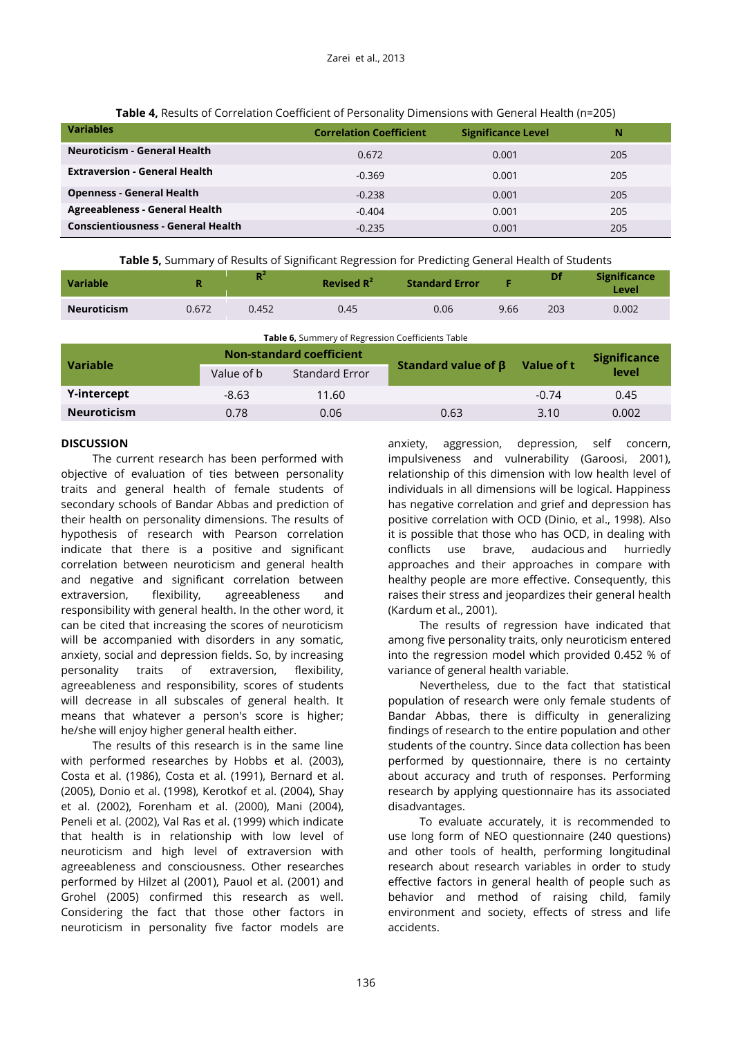**Table 4,** Results of Correlation Coefficient of Personality Dimensions with General Health (n=205)

| Variables | Correlation Coefficient | Significance Level | N |
|---|---|---|---|
| **Neuroticism - General Health** | 0.672 | 0.001 | 205 |
| **Extraversion - General Health** | -0.369 | 0.001 | 205 |
| **Openness - General Health** | -0.238 | 0.001 | 205 |
| **Agreeableness - General Health** | -0.404 | 0.001 | 205 |
| **Conscientiousness - General Health** | -0.235 | 0.001 | 205 |

**Table 5,** Summary of Results of Significant Regression for Predicting General Health of Students

| Variable | R | $R^2$ | Revised $R^2$ | Standard Error | F | Df | Significance Level |
|---|---|---|---|---|---|---|---|
| **Neuroticism** | 0.672 | 0.452 | 0.45 | 0.06 | 9.66 | 203 | 0.002 |

**Table 6,** Summery of Regression Coefficients Table

| Variable | Non-standard coefficient | | Standard value of β | Value of t | Significance level |
|---|---|---|---|---|---|
| | Value of b | Standard Error | | | |
| **Y-intercept** | -8.63 | 11.60 | | -0.74 | 0.45 |
| **Neuroticism** | 0.78 | 0.06 | 0.63 | 3.10 | 0.002 |

## DISCUSSION

The current research has been performed with objective of evaluation of ties between personality traits and general health of female students of secondary schools of Bandar Abbas and prediction of their health on personality dimensions. The results of hypothesis of research with Pearson correlation indicate that there is a positive and significant correlation between neuroticism and general health and negative and significant correlation between extraversion, flexibility, agreeableness and responsibility with general health. In the other word, it can be cited that increasing the scores of neuroticism will be accompanied with disorders in any somatic, anxiety, social and depression fields. So, by increasing personality traits of extraversion, flexibility, agreeableness and responsibility, scores of students will decrease in all subscales of general health. It means that whatever a person's score is higher; he/she will enjoy higher general health either.

The results of this research is in the same line with performed researches by Hobbs et al. (2003), Costa et al. (1986), Costa et al. (1991), Bernard et al. (2005), Donio et al. (1998), Kerotkof et al. (2004), Shay et al. (2002), Forenham et al. (2000), Mani (2004), Peneli et al. (2002), Val Ras et al. (1999) which indicate that health is in relationship with low level of neuroticism and high level of extraversion with agreeableness and consciousness. Other researches performed by Hilzet al (2001), Pauol et al. (2001) and Grohel (2005) confirmed this research as well. Considering the fact that those other factors in neuroticism in personality five factor models are anxiety, aggression, depression, self concern, impulsiveness and vulnerability (Garoosi, 2001), relationship of this dimension with low health level of individuals in all dimensions will be logical. Happiness has negative correlation and grief and depression has positive correlation with OCD (Dinio, et al., 1998). Also it is possible that those who has OCD, in dealing with conflicts use brave, audacious and hurriedly approaches and their approaches in compare with healthy people are more effective. Consequently, this raises their stress and jeopardizes their general health (Kardum et al., 2001).

The results of regression have indicated that among five personality traits, only neuroticism entered into the regression model which provided 0.452 % of variance of general health variable.

Nevertheless, due to the fact that statistical population of research were only female students of Bandar Abbas, there is difficulty in generalizing findings of research to the entire population and other students of the country. Since data collection has been performed by questionnaire, there is no certainty about accuracy and truth of responses. Performing research by applying questionnaire has its associated disadvantages.

To evaluate accurately, it is recommended to use long form of NEO questionnaire (240 questions) and other tools of health, performing longitudinal research about research variables in order to study effective factors in general health of people such as behavior and method of raising child, family environment and society, effects of stress and life accidents.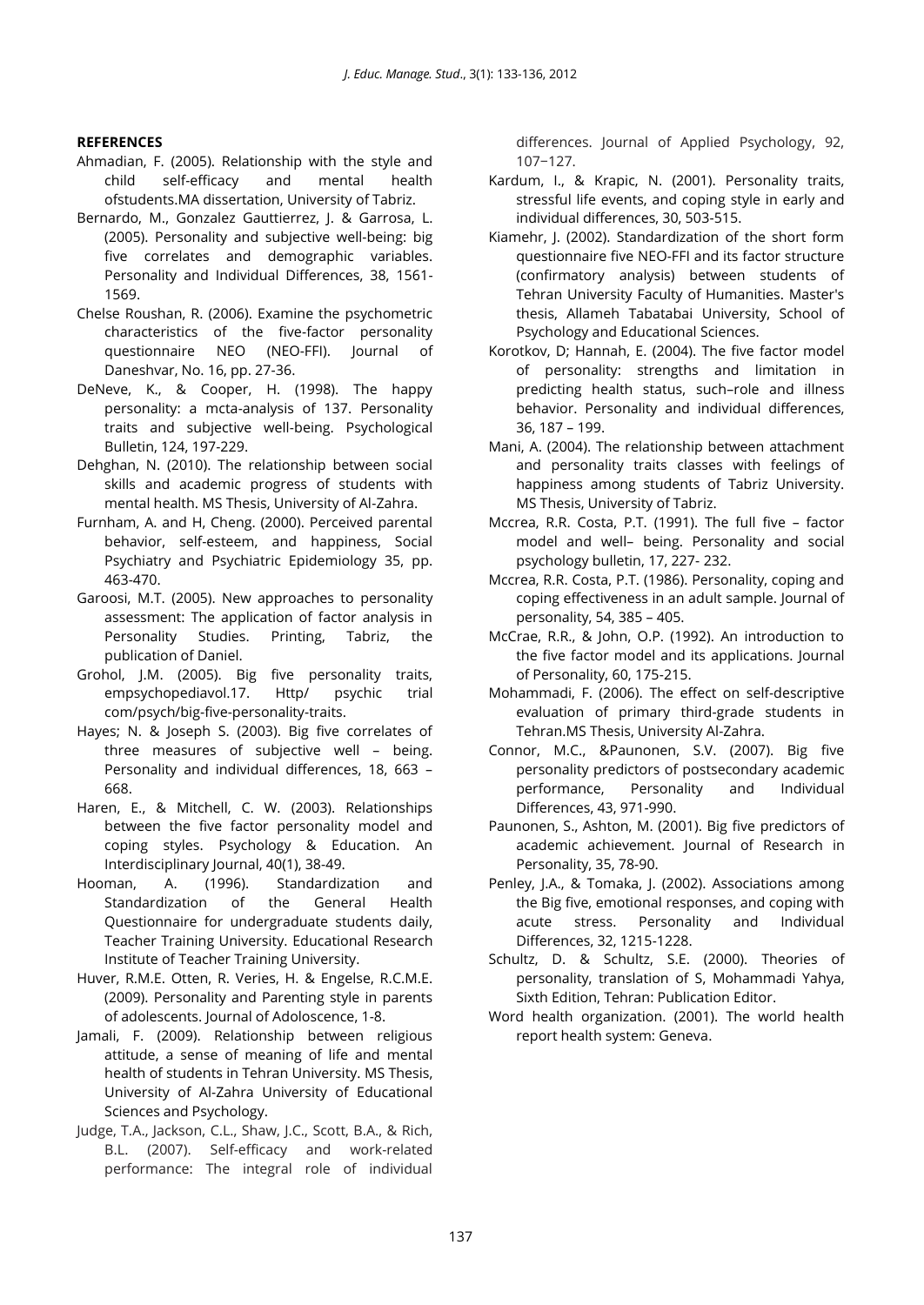**REFERENCES**

Ahmadian, F. (2005). Relationship with the style and child self-efficacy and mental health ofstudents.MA dissertation, University of Tabriz.

Bernardo, M., Gonzalez Gauttierrez, J. & Garrosa, L. (2005). Personality and subjective well-being: big five correlates and demographic variables. Personality and Individual Differences, 38, 1561-1569.

Chelse Roushan, R. (2006). Examine the psychometric characteristics of the five-factor personality questionnaire NEO (NEO-FFI). Journal of Daneshvar, No. 16, pp. 27-36.

DeNeve, K., & Cooper, H. (1998). The happy personality: a mcta-analysis of 137. Personality traits and subjective well-being. Psychological Bulletin, 124, 197-229.

Dehghan, N. (2010). The relationship between social skills and academic progress of students with mental health. MS Thesis, University of Al-Zahra.

Furnham, A. and H, Cheng. (2000). Perceived parental behavior, self-esteem, and happiness, Social Psychiatry and Psychiatric Epidemiology 35, pp. 463-470.

Garoosi, M.T. (2005). New approaches to personality assessment: The application of factor analysis in Personality Studies. Printing, Tabriz, the publication of Daniel.

Grohol, J.M. (2005). Big five personality traits, empsychopediavol.17. Http/ psychic trial com/psych/big-five-personality-traits.

Hayes; N. & Joseph S. (2003). Big five correlates of three measures of subjective well – being. Personality and individual differences, 18, 663 – 668.

Haren, E., & Mitchell, C. W. (2003). Relationships between the five factor personality model and coping styles. Psychology & Education. An Interdisciplinary Journal, 40(1), 38-49.

Hooman, A. (1996). Standardization and Standardization of the General Health Questionnaire for undergraduate students daily, Teacher Training University. Educational Research Institute of Teacher Training University.

Huver, R.M.E. Otten, R. Veries, H. & Engelse, R.C.M.E. (2009). Personality and Parenting style in parents of adolescents. Journal of Adoloscence, 1-8.

Jamali, F. (2009). Relationship between religious attitude, a sense of meaning of life and mental health of students in Tehran University. MS Thesis, University of Al-Zahra University of Educational Sciences and Psychology.

Judge, T.A., Jackson, C.L., Shaw, J.C., Scott, B.A., & Rich, B.L. (2007). Self-efficacy and work-related performance: The integral role of individual differences. Journal of Applied Psychology, 92, 107−127.

Kardum, I., & Krapic, N. (2001). Personality traits, stressful life events, and coping style in early and individual differences, 30, 503-515.

Kiamehr, J. (2002). Standardization of the short form questionnaire five NEO-FFI and its factor structure (confirmatory analysis) between students of Tehran University Faculty of Humanities. Master's thesis, Allameh Tabatabai University, School of Psychology and Educational Sciences.

Korotkov, D; Hannah, E. (2004). The five factor model of personality: strengths and limitation in predicting health status, such–role and illness behavior. Personality and individual differences, 36, 187 – 199.

Mani, A. (2004). The relationship between attachment and personality traits classes with feelings of happiness among students of Tabriz University. MS Thesis, University of Tabriz.

Mccrea, R.R. Costa, P.T. (1991). The full five – factor model and well– being. Personality and social psychology bulletin, 17, 227- 232.

Mccrea, R.R. Costa, P.T. (1986). Personality, coping and coping effectiveness in an adult sample. Journal of personality, 54, 385 – 405.

McCrae, R.R., & John, O.P. (1992). An introduction to the five factor model and its applications. Journal of Personality, 60, 175-215.

Mohammadi, F. (2006). The effect on self-descriptive evaluation of primary third-grade students in Tehran.MS Thesis, University Al-Zahra.

Connor, M.C., &Paunonen, S.V. (2007). Big five personality predictors of postsecondary academic performance, Personality and Individual Differences, 43, 971-990.

Paunonen, S., Ashton, M. (2001). Big five predictors of academic achievement. Journal of Research in Personality, 35, 78-90.

Penley, J.A., & Tomaka, J. (2002). Associations among the Big five, emotional responses, and coping with acute stress. Personality and Individual Differences, 32, 1215-1228.

Schultz, D. & Schultz, S.E. (2000). Theories of personality, translation of S, Mohammadi Yahya, Sixth Edition, Tehran: Publication Editor.

Word health organization. (2001). The world health report health system: Geneva.